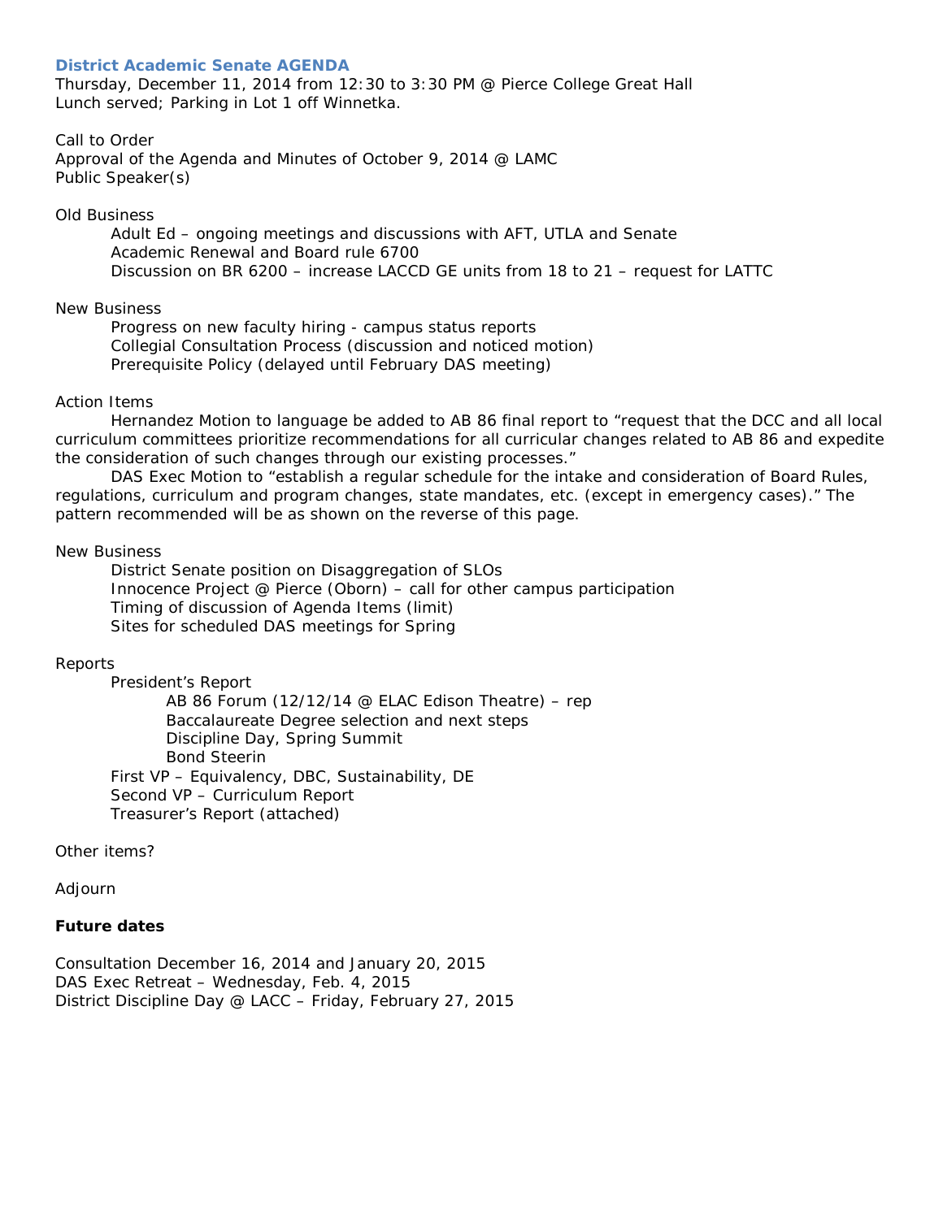## District Academic Senate AGENDA

Thursday, December 11, 2014 from 12:30 to 3:30 PM @ Pierce College Great Hall
Lunch served; Parking in Lot 1 off Winnetka.

Call to Order
Approval of the Agenda and Minutes of October 9, 2014 @ LAMC
Public Speaker(s)

Old Business

- Adult Ed – ongoing meetings and discussions with AFT, UTLA and Senate
- Academic Renewal and Board rule 6700
- Discussion on BR 6200 – increase LACCD GE units from 18 to 21 – request for LATTC

New Business

- Progress on new faculty hiring - campus status reports
- Collegial Consultation Process (discussion and noticed motion)
- Prerequisite Policy (delayed until February DAS meeting)

Action Items

Hernandez Motion to language be added to AB 86 final report to "request that the DCC and all local curriculum committees prioritize recommendations for all curricular changes related to AB 86 and expedite the consideration of such changes through our existing processes."

DAS Exec Motion to "establish a regular schedule for the intake and consideration of Board Rules, regulations, curriculum and program changes, state mandates, etc. (except in emergency cases)." The pattern recommended will be as shown on the reverse of this page.

New Business

- District Senate position on Disaggregation of SLOs
- Innocence Project @ Pierce (Oborn) – call for other campus participation
- Timing of discussion of Agenda Items (limit)
- Sites for scheduled DAS meetings for Spring

Reports

- President's Report
  - AB 86 Forum (12/12/14 @ ELAC Edison Theatre) – rep
  - Baccalaureate Degree selection and next steps
  - Discipline Day, Spring Summit
  - Bond Steerin
- First VP – Equivalency, DBC, Sustainability, DE
- Second VP – Curriculum Report
- Treasurer's Report (attached)

Other items?

Adjourn

**Future dates**

Consultation December 16, 2014 and January 20, 2015
DAS Exec Retreat – Wednesday, Feb. 4, 2015
District Discipline Day @ LACC – Friday, February 27, 2015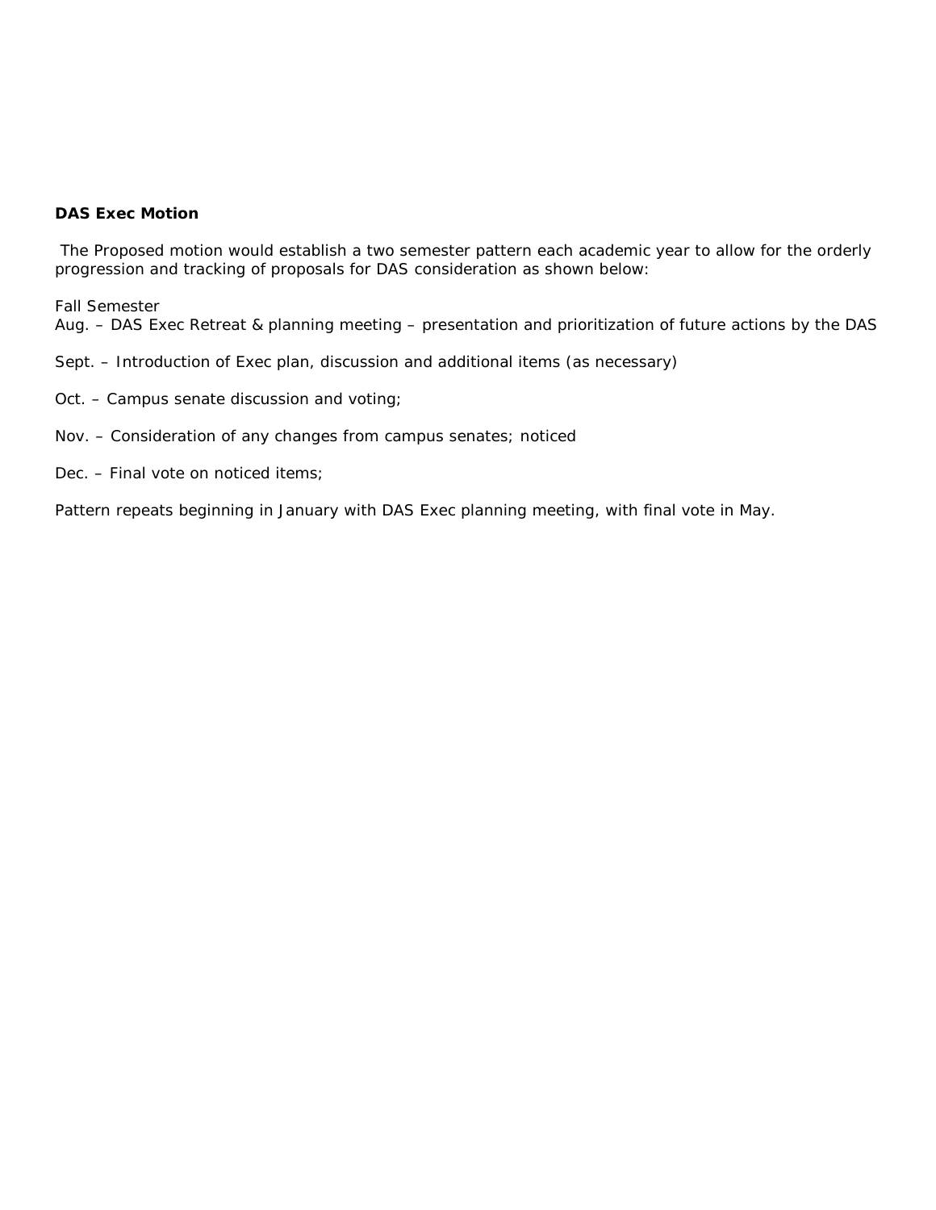**DAS Exec Motion**

The Proposed motion would establish a two semester pattern each academic year to allow for the orderly progression and tracking of proposals for DAS consideration as shown below:

Fall Semester
Aug. – DAS Exec Retreat & planning meeting – presentation and prioritization of future actions by the DAS

Sept. – Introduction of Exec plan, discussion and additional items (as necessary)

Oct. – Campus senate discussion and voting;

Nov. – Consideration of any changes from campus senates; noticed

Dec. – Final vote on noticed items;

Pattern repeats beginning in January with DAS Exec planning meeting, with final vote in May.